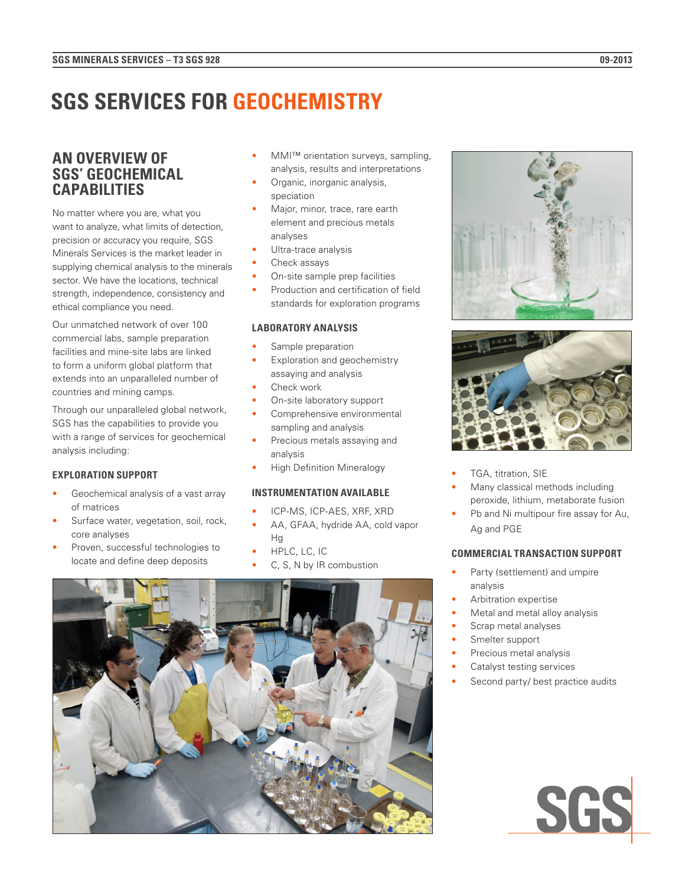# SGS SERVICES FOR GEOCHEMISTRY

## AN OVERVIEW OF SGS' GEOCHEMICAL CAPABILITIES

No matter where you are, what you want to analyze, what limits of detection, precision or accuracy you require, SGS Minerals Services is the market leader in supplying chemical analysis to the minerals sector. We have the locations, technical strength, independence, consistency and ethical compliance you need.

Our unmatched network of over 100 commercial labs, sample preparation facilities and mine-site labs are linked to form a uniform global platform that extends into an unparalleled number of countries and mining camps.

Through our unparalleled global network, SGS has the capabilities to provide you with a range of services for geochemical analysis including:

### EXPLORATION SUPPORT

- Geochemical analysis of a vast array of matrices
- Surface water, vegetation, soil, rock, core analyses
- Proven, successful technologies to locate and define deep deposits
- MMI™ orientation surveys, sampling, analysis, results and interpretations
- Organic, inorganic analysis, speciation
- Major, minor, trace, rare earth element and precious metals analyses
- Ultra-trace analysis
- Check assays
- On-site sample prep facilities
- Production and certification of field standards for exploration programs

### LABORATORY ANALYSIS

- Sample preparation
- Exploration and geochemistry assaying and analysis
- Check work
- On-site laboratory support
- Comprehensive environmental sampling and analysis
- Precious metals assaying and analysis
- High Definition Mineralogy

### INSTRUMENTATION AVAILABLE

- ICP-MS, ICP-AES, XRF, XRD
- AA, GFAA, hydride AA, cold vapor Hg
- HPLC, LC, IC
- C, S, N by IR combustion
- TGA, titration, SIE
- Many classical methods including peroxide, lithium, metaborate fusion
- Pb and Ni multipour fire assay for Au, Ag and PGE

### COMMERCIAL TRANSACTION SUPPORT

- Party (settlement) and umpire analysis
- Arbitration expertise
- Metal and metal alloy analysis
- Scrap metal analyses
- Smelter support
- Precious metal analysis
- Catalyst testing services
- Second party/ best practice audits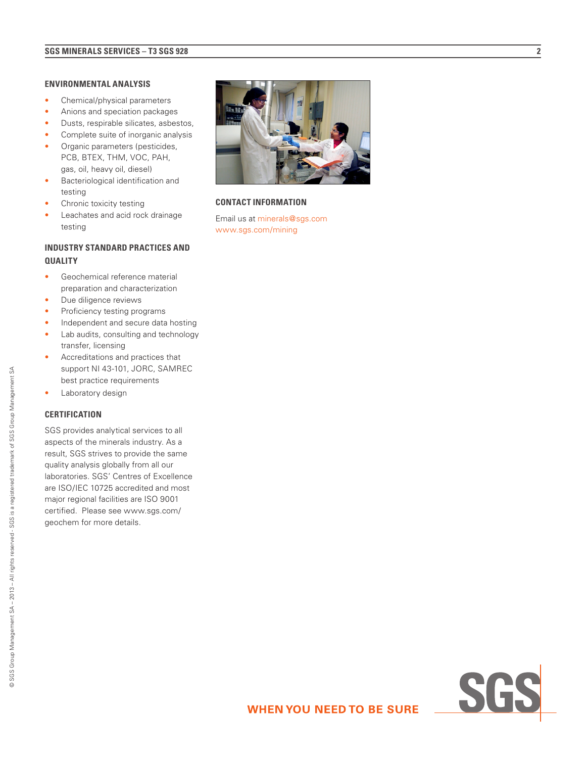## ENVIRONMENTAL ANALYSIS

- Chemical/physical parameters
- Anions and speciation packages
- Dusts, respirable silicates, asbestos,
- Complete suite of inorganic analysis
- Organic parameters (pesticides, PCB, BTEX, THM, VOC, PAH, gas, oil, heavy oil, diesel)
- Bacteriological identification and testing
- Chronic toxicity testing
- Leachates and acid rock drainage testing

## INDUSTRY STANDARD PRACTICES AND QUALITY

- Geochemical reference material preparation and characterization
- Due diligence reviews
- Proficiency testing programs
- Independent and secure data hosting
- Lab audits, consulting and technology transfer, licensing
- Accreditations and practices that support NI 43-101, JORC, SAMREC best practice requirements
- Laboratory design

## CERTIFICATION

SGS provides analytical services to all aspects of the minerals industry. As a result, SGS strives to provide the same quality analysis globally from all our laboratories. SGS' Centres of Excellence are ISO/IEC 10725 accredited and most major regional facilities are ISO 9001 certified. Please see www.sgs.com/geochem for more details.

## CONTACT INFORMATION

Email us at minerals@sgs.com
www.sgs.com/mining

© SGS Group Management SA – 2013 – All rights reserved - SGS is a registered trademark of SGS Group Management SA

WHEN YOU NEED TO BE SURE

SGS